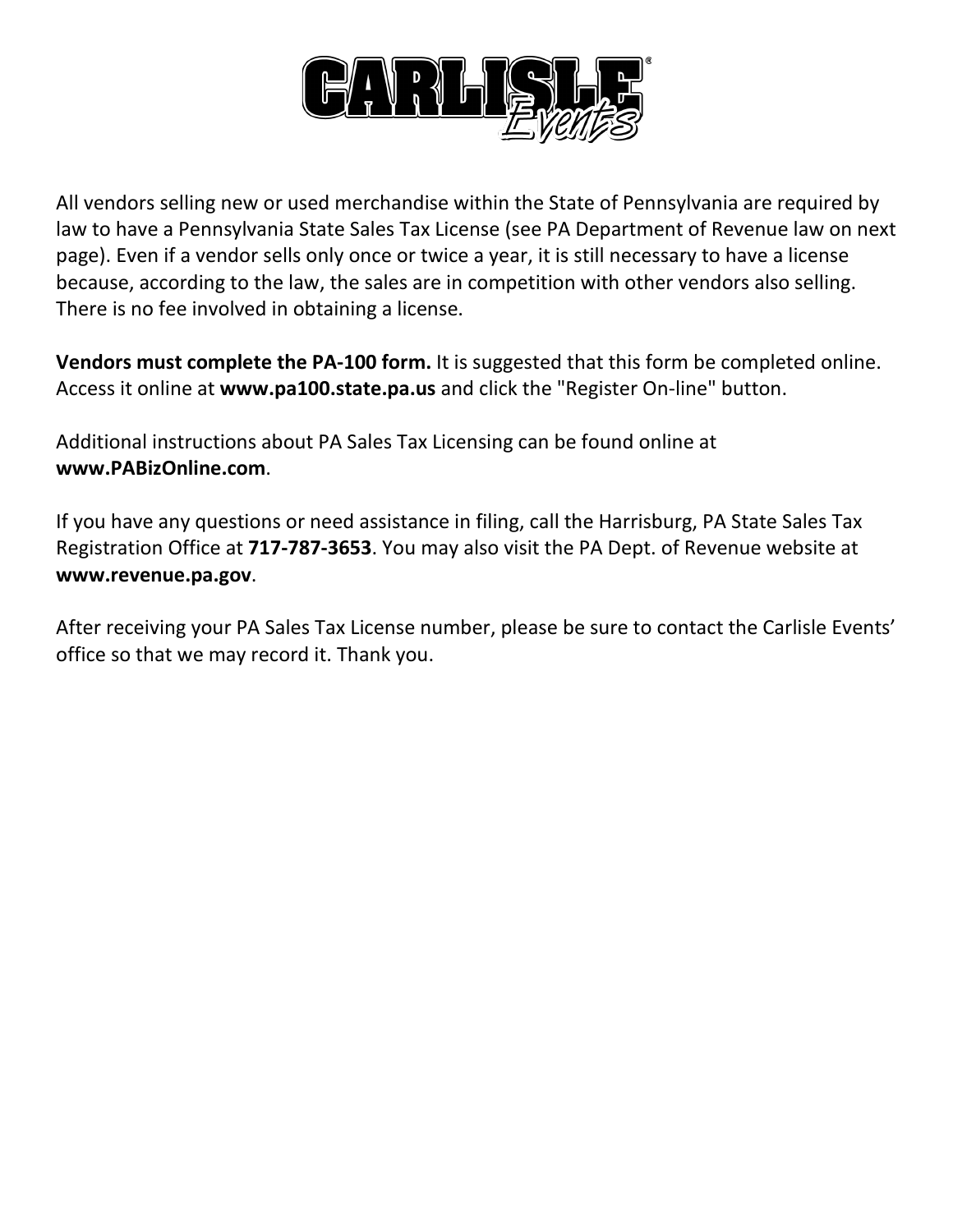All vendors selling new or used merchandise within the State of Pennsylvania are required by law to have a Pennsylvania State Sales Tax License (see PA Department of Revenue law on next page). Even if a vendor sells only once or twice a year, it is still necessary to have a license because, according to the law, the sales are in competition with other vendors also selling. There is no fee involved in obtaining a license.

**Vendors must complete the PA-100 form.** It is suggested that this form be completed online. Access it online at **www.pa100.state.pa.us** and click the "Register On-line" button.

Additional instructions about PA Sales Tax Licensing can be found online at **www.PABizOnline.com**.

If you have any questions or need assistance in filing, call the Harrisburg, PA State Sales Tax Registration Office at **717-787-3653**. You may also visit the PA Dept. of Revenue website at **www.revenue.pa.gov**.

After receiving your PA Sales Tax License number, please be sure to contact the Carlisle Events' office so that we may record it. Thank you.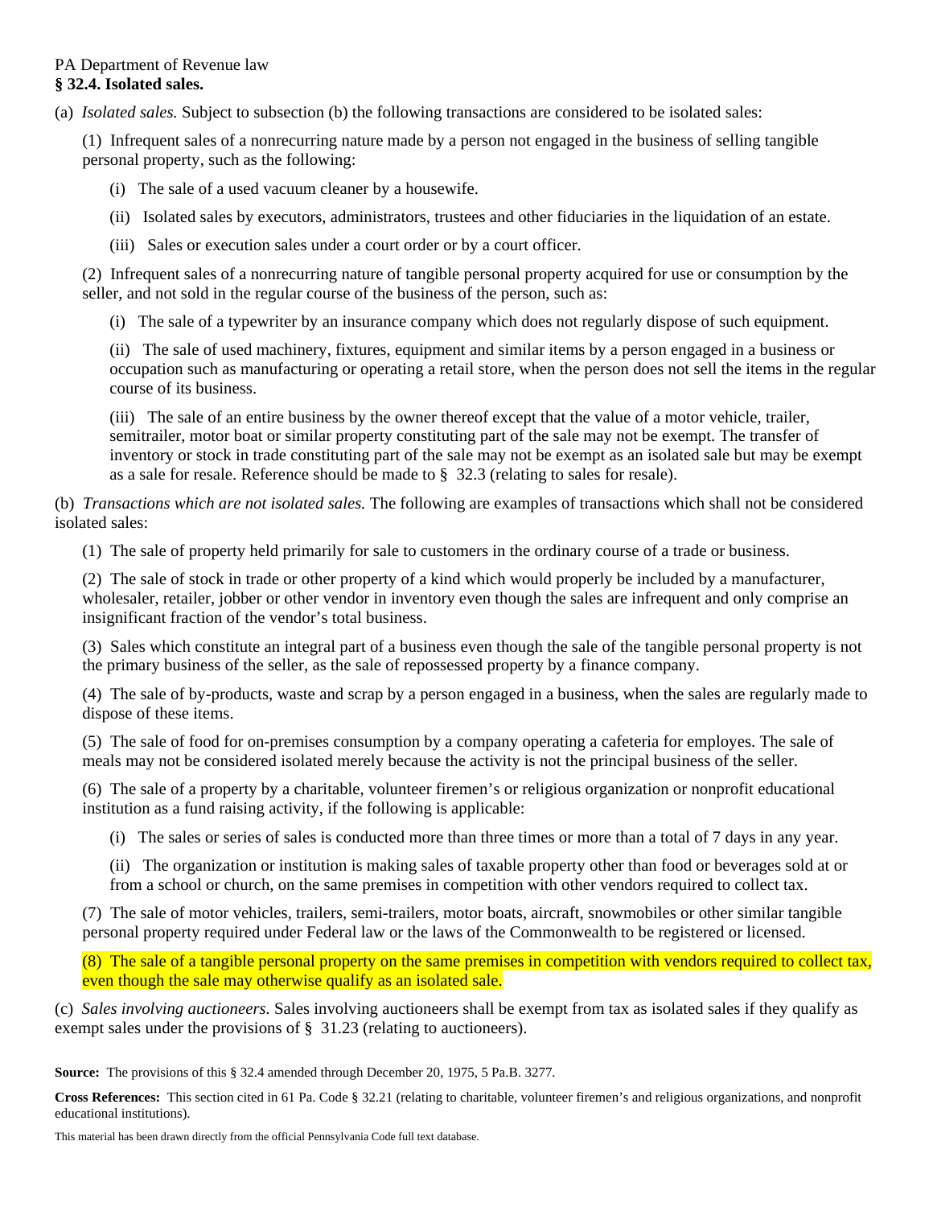PA Department of Revenue law

**§ 32.4. Isolated sales.**

(a) *Isolated sales.* Subject to subsection (b) the following transactions are considered to be isolated sales:

(1) Infrequent sales of a nonrecurring nature made by a person not engaged in the business of selling tangible personal property, such as the following:

(i) The sale of a used vacuum cleaner by a housewife.

(ii) Isolated sales by executors, administrators, trustees and other fiduciaries in the liquidation of an estate.

(iii) Sales or execution sales under a court order or by a court officer.

(2) Infrequent sales of a nonrecurring nature of tangible personal property acquired for use or consumption by the seller, and not sold in the regular course of the business of the person, such as:

(i) The sale of a typewriter by an insurance company which does not regularly dispose of such equipment.

(ii) The sale of used machinery, fixtures, equipment and similar items by a person engaged in a business or occupation such as manufacturing or operating a retail store, when the person does not sell the items in the regular course of its business.

(iii) The sale of an entire business by the owner thereof except that the value of a motor vehicle, trailer, semitrailer, motor boat or similar property constituting part of the sale may not be exempt. The transfer of inventory or stock in trade constituting part of the sale may not be exempt as an isolated sale but may be exempt as a sale for resale. Reference should be made to § 32.3 (relating to sales for resale).

(b) *Transactions which are not isolated sales.* The following are examples of transactions which shall not be considered isolated sales:

(1) The sale of property held primarily for sale to customers in the ordinary course of a trade or business.

(2) The sale of stock in trade or other property of a kind which would properly be included by a manufacturer, wholesaler, retailer, jobber or other vendor in inventory even though the sales are infrequent and only comprise an insignificant fraction of the vendor's total business.

(3) Sales which constitute an integral part of a business even though the sale of the tangible personal property is not the primary business of the seller, as the sale of repossessed property by a finance company.

(4) The sale of by-products, waste and scrap by a person engaged in a business, when the sales are regularly made to dispose of these items.

(5) The sale of food for on-premises consumption by a company operating a cafeteria for employes. The sale of meals may not be considered isolated merely because the activity is not the principal business of the seller.

(6) The sale of a property by a charitable, volunteer firemen's or religious organization or nonprofit educational institution as a fund raising activity, if the following is applicable:

(i) The sales or series of sales is conducted more than three times or more than a total of 7 days in any year.

(ii) The organization or institution is making sales of taxable property other than food or beverages sold at or from a school or church, on the same premises in competition with other vendors required to collect tax.

(7) The sale of motor vehicles, trailers, semi-trailers, motor boats, aircraft, snowmobiles or other similar tangible personal property required under Federal law or the laws of the Commonwealth to be registered or licensed.

(8) The sale of a tangible personal property on the same premises in competition with vendors required to collect tax, even though the sale may otherwise qualify as an isolated sale.

(c) *Sales involving auctioneers.* Sales involving auctioneers shall be exempt from tax as isolated sales if they qualify as exempt sales under the provisions of § 31.23 (relating to auctioneers).

**Source:** The provisions of this § 32.4 amended through December 20, 1975, 5 Pa.B. 3277.

**Cross References:** This section cited in 61 Pa. Code § 32.21 (relating to charitable, volunteer firemen's and religious organizations, and nonprofit educational institutions).

This material has been drawn directly from the official Pennsylvania Code full text database.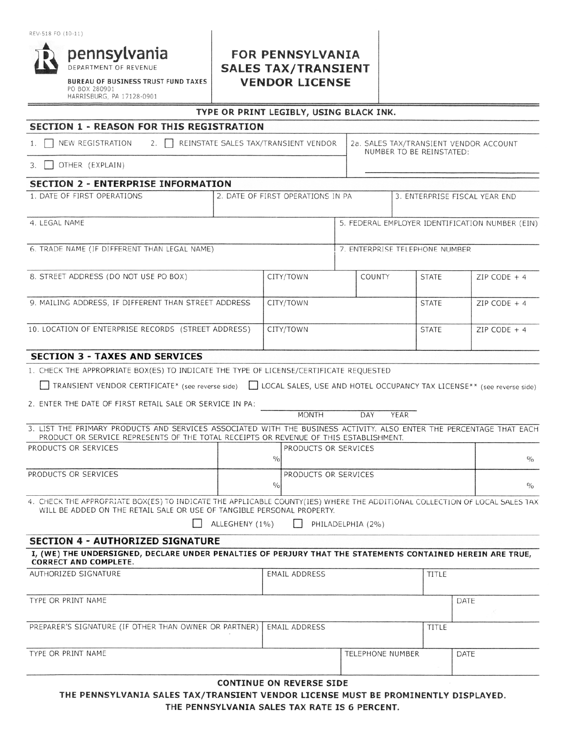REV-518 FO (10-11)

**pennsylvania**
DEPARTMENT OF REVENUE

**BUREAU OF BUSINESS TRUST FUND TAXES**
PO BOX 280901
HARRISBURG, PA 17128-0901

# FOR PENNSYLVANIA SALES TAX/TRANSIENT VENDOR LICENSE

**TYPE OR PRINT LEGIBLY, USING BLACK INK.**

## SECTION 1 - REASON FOR THIS REGISTRATION

| | |
|---|---|
| 1. ☐ NEW REGISTRATION 2. ☐ REINSTATE SALES TAX/TRANSIENT VENDOR | 2a. SALES TAX/TRANSIENT VENDOR ACCOUNT NUMBER TO BE REINSTATED: |
| 3. ☐ OTHER (EXPLAIN) | |

## SECTION 2 - ENTERPRISE INFORMATION

| 1. DATE OF FIRST OPERATIONS | 2. DATE OF FIRST OPERATIONS IN PA | 3. ENTERPRISE FISCAL YEAR END |
|---|---|---|
| | | |

| 4. LEGAL NAME | 5. FEDERAL EMPLOYER IDENTIFICATION NUMBER (EIN) |
|---|---|
| 6. TRADE NAME (IF DIFFERENT THAN LEGAL NAME) | 7. ENTERPRISE TELEPHONE NUMBER |

| 8. STREET ADDRESS (DO NOT USE PO BOX) | CITY/TOWN | COUNTY | STATE | ZIP CODE + 4 |
|---|---|---|---|---|
| 9. MAILING ADDRESS, IF DIFFERENT THAN STREET ADDRESS | CITY/TOWN | | STATE | ZIP CODE + 4 |
| 10. LOCATION OF ENTERPRISE RECORDS (STREET ADDRESS) | CITY/TOWN | | STATE | ZIP CODE + 4 |

## SECTION 3 - TAXES AND SERVICES

1. CHECK THE APPROPRIATE BOX(ES) TO INDICATE THE TYPE OF LICENSE/CERTIFICATE REQUESTED

☐ TRANSIENT VENDOR CERTIFICATE* (see reverse side) ☐ LOCAL SALES, USE AND HOTEL OCCUPANCY TAX LICENSE** (see reverse side)

2. ENTER THE DATE OF FIRST RETAIL SALE OR SERVICE IN PA: ______________ MONTH DAY YEAR

3. LIST THE PRIMARY PRODUCTS AND SERVICES ASSOCIATED WITH THE BUSINESS ACTIVITY. ALSO ENTER THE PERCENTAGE THAT EACH PRODUCT OR SERVICE REPRESENTS OF THE TOTAL RECEIPTS OR REVENUE OF THIS ESTABLISHMENT.

| PRODUCTS OR SERVICES | % | PRODUCTS OR SERVICES | % |
|---|---|---|---|
| PRODUCTS OR SERVICES | % | PRODUCTS OR SERVICES | % |

4. CHECK THE APPROPRIATE BOX(ES) TO INDICATE THE APPLICABLE COUNTY(IES) WHERE THE ADDITIONAL COLLECTION OF LOCAL SALES TAX WILL BE ADDED ON THE RETAIL SALE OR USE OF TANGIBLE PERSONAL PROPERTY.

☐ ALLEGHENY (1%) ☐ PHILADELPHIA (2%)

## SECTION 4 - AUTHORIZED SIGNATURE

**I, (WE) THE UNDERSIGNED, DECLARE UNDER PENALTIES OF PERJURY THAT THE STATEMENTS CONTAINED HEREIN ARE TRUE, CORRECT AND COMPLETE.**

| AUTHORIZED SIGNATURE | EMAIL ADDRESS | TITLE |
|---|---|---|
| TYPE OR PRINT NAME | | DATE |
| PREPARER'S SIGNATURE (IF OTHER THAN OWNER OR PARTNER) | EMAIL ADDRESS | TITLE |
| TYPE OR PRINT NAME | TELEPHONE NUMBER | DATE |

**CONTINUE ON REVERSE SIDE**

**THE PENNSYLVANIA SALES TAX/TRANSIENT VENDOR LICENSE MUST BE PROMINENTLY DISPLAYED.**

**THE PENNSYLVANIA SALES TAX RATE IS 6 PERCENT.**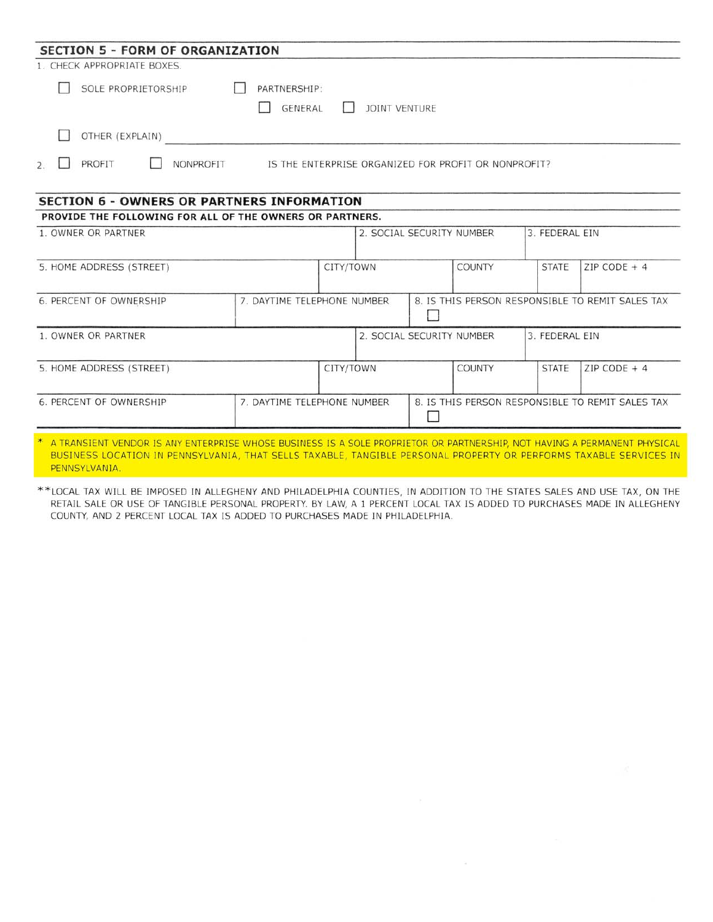## SECTION 5 - FORM OF ORGANIZATION

1. CHECK APPROPRIATE BOXES.

☐ SOLE PROPRIETORSHIP ☐ PARTNERSHIP:

☐ GENERAL ☐ JOINT VENTURE

☐ OTHER (EXPLAIN) ______________________________

2. ☐ PROFIT ☐ NONPROFIT IS THE ENTERPRISE ORGANIZED FOR PROFIT OR NONPROFIT?

## SECTION 6 - OWNERS OR PARTNERS INFORMATION

**PROVIDE THE FOLLOWING FOR ALL OF THE OWNERS OR PARTNERS.**

| | | | | |
|---|---|---|---|---|
| 1. OWNER OR PARTNER | | 2. SOCIAL SECURITY NUMBER | 3. FEDERAL EIN | |
| 5. HOME ADDRESS (STREET) | CITY/TOWN | COUNTY | STATE | ZIP CODE + 4 |
| 6. PERCENT OF OWNERSHIP | 7. DAYTIME TELEPHONE NUMBER | 8. IS THIS PERSON RESPONSIBLE TO REMIT SALES TAX ☐ | | |
| 1. OWNER OR PARTNER | | 2. SOCIAL SECURITY NUMBER | 3. FEDERAL EIN | |
| 5. HOME ADDRESS (STREET) | CITY/TOWN | COUNTY | STATE | ZIP CODE + 4 |
| 6. PERCENT OF OWNERSHIP | 7. DAYTIME TELEPHONE NUMBER | 8. IS THIS PERSON RESPONSIBLE TO REMIT SALES TAX ☐ | | |

* A TRANSIENT VENDOR IS ANY ENTERPRISE WHOSE BUSINESS IS A SOLE PROPRIETOR OR PARTNERSHIP, NOT HAVING A PERMANENT PHYSICAL BUSINESS LOCATION IN PENNSYLVANIA, THAT SELLS TAXABLE, TANGIBLE PERSONAL PROPERTY OR PERFORMS TAXABLE SERVICES IN PENNSYLVANIA.

** LOCAL TAX WILL BE IMPOSED IN ALLEGHENY AND PHILADELPHIA COUNTIES, IN ADDITION TO THE STATES SALES AND USE TAX, ON THE RETAIL SALE OR USE OF TANGIBLE PERSONAL PROPERTY. BY LAW, A 1 PERCENT LOCAL TAX IS ADDED TO PURCHASES MADE IN ALLEGHENY COUNTY, AND 2 PERCENT LOCAL TAX IS ADDED TO PURCHASES MADE IN PHILADELPHIA.